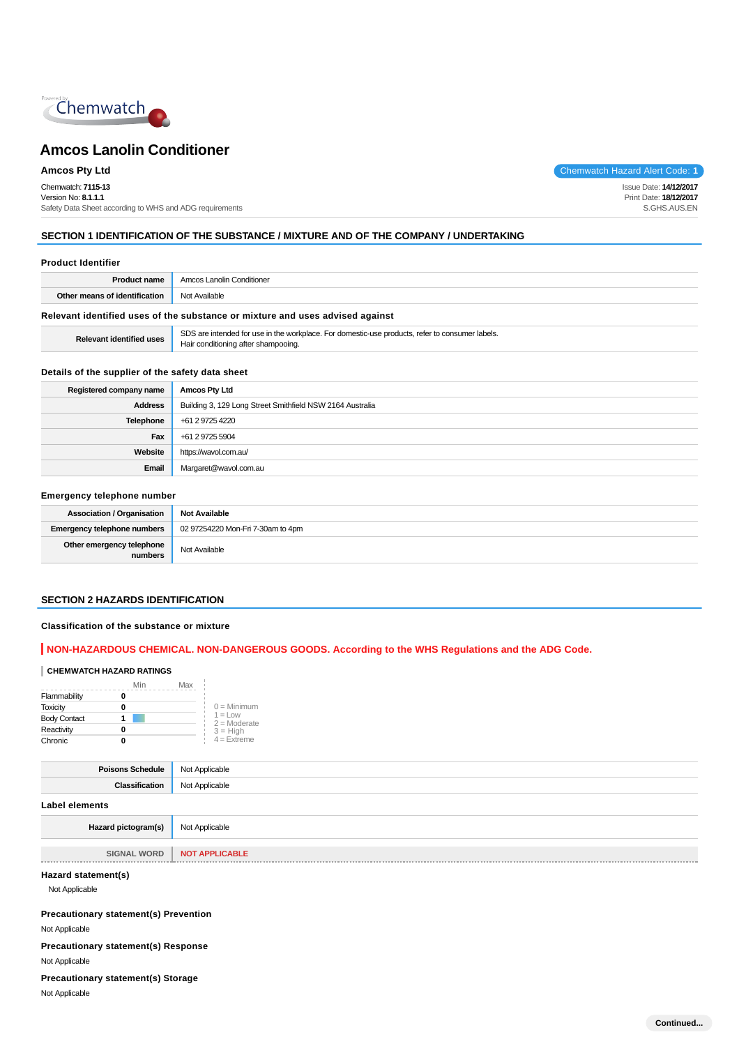# Amcos Lanolin Conditioner

**Amcos Pty Ltd**

Chemwatch Hazard Alert Code: **1**

Chemwatch: **7115-13**
Version No: **8.1.1.1**
Safety Data Sheet according to WHS and ADG requirements

Issue Date: **14/12/2017**
Print Date: **18/12/2017**
S.GHS.AUS.EN

## SECTION 1 IDENTIFICATION OF THE SUBSTANCE / MIXTURE AND OF THE COMPANY / UNDERTAKING

### Product Identifier

| | |
|---|---|
| **Product name** | Amcos Lanolin Conditioner |
| **Other means of identification** | Not Available |

### Relevant identified uses of the substance or mixture and uses advised against

| | |
|---|---|
| **Relevant identified uses** | SDS are intended for use in the workplace. For domestic-use products, refer to consumer labels.<br>Hair conditioning after shampooing. |

### Details of the supplier of the safety data sheet

| | |
|---|---|
| **Registered company name** | **Amcos Pty Ltd** |
| **Address** | Building 3, 129 Long Street Smithfield NSW 2164 Australia |
| **Telephone** | +61 2 9725 4220 |
| **Fax** | +61 2 9725 5904 |
| **Website** | https://wavol.com.au/ |
| **Email** | Margaret@wavol.com.au |

### Emergency telephone number

| | |
|---|---|
| **Association / Organisation** | **Not Available** |
| **Emergency telephone numbers** | 02 97254220 Mon-Fri 7-30am to 4pm |
| **Other emergency telephone numbers** | Not Available |

## SECTION 2 HAZARDS IDENTIFICATION

### Classification of the substance or mixture

**NON-HAZARDOUS CHEMICAL. NON-DANGEROUS GOODS. According to the WHS Regulations and the ADG Code.**

**CHEMWATCH HAZARD RATINGS**

| | Min | Max |
|---|---|---|
| Flammability | 0 | |
| Toxicity | 0 | |
| Body Contact | 1 | |
| Reactivity | 0 | |
| Chronic | 0 | |

0 = Minimum
1 = Low
2 = Moderate
3 = High
4 = Extreme

| | |
|---|---|
| **Poisons Schedule** | Not Applicable |
| **Classification** | Not Applicable |

### Label elements

| | |
|---|---|
| **Hazard pictogram(s)** | Not Applicable |
| **SIGNAL WORD** | **NOT APPLICABLE** |

### Hazard statement(s)

Not Applicable

### Precautionary statement(s) Prevention

Not Applicable

### Precautionary statement(s) Response

Not Applicable

### Precautionary statement(s) Storage

Not Applicable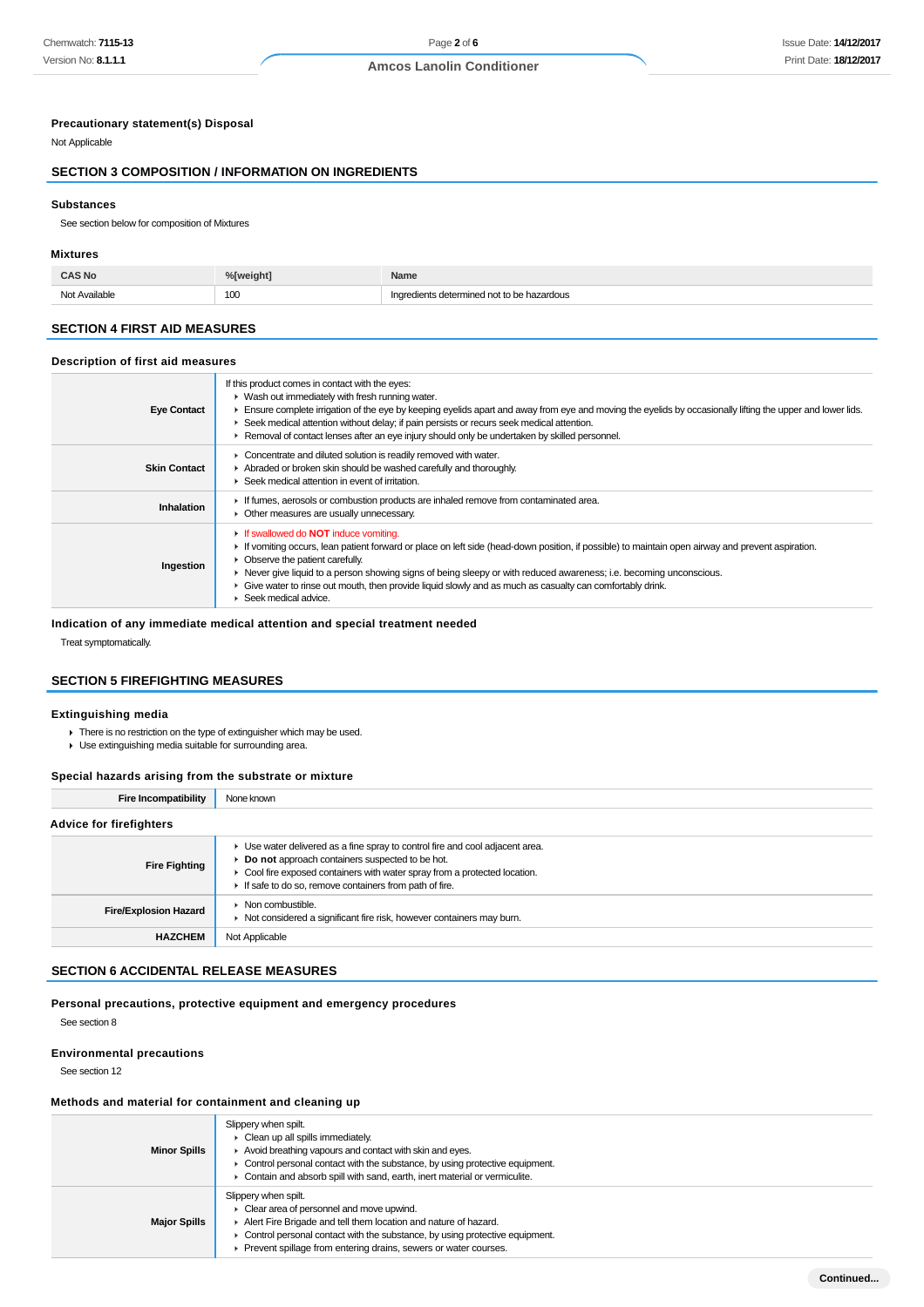### Precautionary statement(s) Disposal

Not Applicable

## SECTION 3 COMPOSITION / INFORMATION ON INGREDIENTS

### Substances

See section below for composition of Mixtures

### Mixtures

| CAS No | %[weight] | Name |
|---|---|---|
| Not Available | 100 | Ingredients determined not to be hazardous |

## SECTION 4 FIRST AID MEASURES

### Description of first aid measures

| | |
|---|---|
| **Eye Contact** | If this product comes in contact with the eyes:<br>▸ Wash out immediately with fresh running water.<br>▸ Ensure complete irrigation of the eye by keeping eyelids apart and away from eye and moving the eyelids by occasionally lifting the upper and lower lids.<br>▸ Seek medical attention without delay; if pain persists or recurs seek medical attention.<br>▸ Removal of contact lenses after an eye injury should only be undertaken by skilled personnel. |
| **Skin Contact** | ▸ Concentrate and diluted solution is readily removed with water.<br>▸ Abraded or broken skin should be washed carefully and thoroughly.<br>▸ Seek medical attention in event of irritation. |
| **Inhalation** | ▸ If fumes, aerosols or combustion products are inhaled remove from contaminated area.<br>▸ Other measures are usually unnecessary. |
| **Ingestion** | ▸ If swallowed do **NOT** induce vomiting.<br>▸ If vomiting occurs, lean patient forward or place on left side (head-down position, if possible) to maintain open airway and prevent aspiration.<br>▸ Observe the patient carefully.<br>▸ Never give liquid to a person showing signs of being sleepy or with reduced awareness; i.e. becoming unconscious.<br>▸ Give water to rinse out mouth, then provide liquid slowly and as much as casualty can comfortably drink.<br>▸ Seek medical advice. |

### Indication of any immediate medical attention and special treatment needed

Treat symptomatically.

## SECTION 5 FIREFIGHTING MEASURES

### Extinguishing media

- There is no restriction on the type of extinguisher which may be used.
- Use extinguishing media suitable for surrounding area.

### Special hazards arising from the substrate or mixture

| | |
|---|---|
| **Fire Incompatibility** | None known |

### Advice for firefighters

| | |
|---|---|
| **Fire Fighting** | ▸ Use water delivered as a fine spray to control fire and cool adjacent area.<br>▸ **Do not** approach containers suspected to be hot.<br>▸ Cool fire exposed containers with water spray from a protected location.<br>▸ If safe to do so, remove containers from path of fire. |
| **Fire/Explosion Hazard** | ▸ Non combustible.<br>▸ Not considered a significant fire risk, however containers may burn. |
| **HAZCHEM** | Not Applicable |

## SECTION 6 ACCIDENTAL RELEASE MEASURES

### Personal precautions, protective equipment and emergency procedures

See section 8

### Environmental precautions

See section 12

### Methods and material for containment and cleaning up

| | |
|---|---|
| **Minor Spills** | Slippery when spilt.<br>▸ Clean up all spills immediately.<br>▸ Avoid breathing vapours and contact with skin and eyes.<br>▸ Control personal contact with the substance, by using protective equipment.<br>▸ Contain and absorb spill with sand, earth, inert material or vermiculite. |
| **Major Spills** | Slippery when spilt.<br>▸ Clear area of personnel and move upwind.<br>▸ Alert Fire Brigade and tell them location and nature of hazard.<br>▸ Control personal contact with the substance, by using protective equipment.<br>▸ Prevent spillage from entering drains, sewers or water courses. |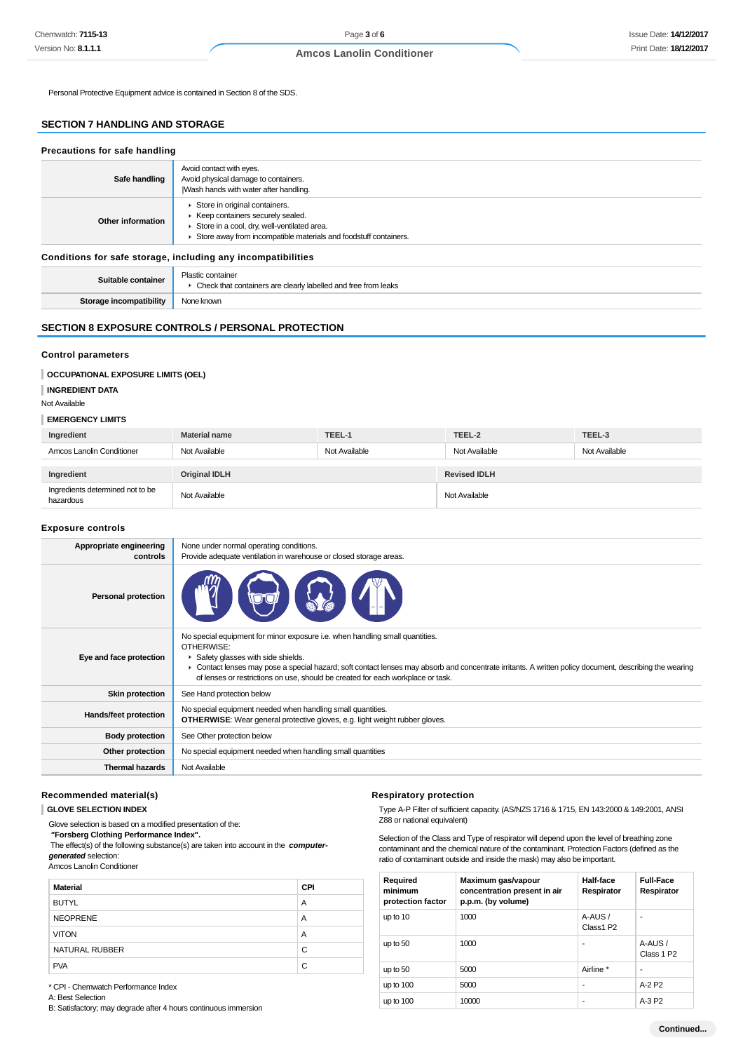Personal Protective Equipment advice is contained in Section 8 of the SDS.

## SECTION 7 HANDLING AND STORAGE

### Precautions for safe handling

| | |
|---|---|
| **Safe handling** | Avoid contact with eyes.<br>Avoid physical damage to containers.<br>\|Wash hands with water after handling. |
| **Other information** | ‣ Store in original containers.<br>‣ Keep containers securely sealed.<br>‣ Store in a cool, dry, well-ventilated area.<br>‣ Store away from incompatible materials and foodstuff containers. |

### Conditions for safe storage, including any incompatibilities

| | |
|---|---|
| **Suitable container** | Plastic container<br>‣ Check that containers are clearly labelled and free from leaks |
| **Storage incompatibility** | None known |

## SECTION 8 EXPOSURE CONTROLS / PERSONAL PROTECTION

### Control parameters

**OCCUPATIONAL EXPOSURE LIMITS (OEL)**

**INGREDIENT DATA**

Not Available

**EMERGENCY LIMITS**

| Ingredient | Material name | TEEL-1 | TEEL-2 | TEEL-3 |
|---|---|---|---|---|
| Amcos Lanolin Conditioner | Not Available | Not Available | Not Available | Not Available |

| Ingredient | Original IDLH | Revised IDLH |
|---|---|---|
| Ingredients determined not to be hazardous | Not Available | Not Available |

### Exposure controls

| | |
|---|---|
| **Appropriate engineering controls** | None under normal operating conditions.<br>Provide adequate ventilation in warehouse or closed storage areas. |
| **Personal protection** | |
| **Eye and face protection** | No special equipment for minor exposure i.e. when handling small quantities.<br>OTHERWISE:<br>‣ Safety glasses with side shields.<br>‣ Contact lenses may pose a special hazard; soft contact lenses may absorb and concentrate irritants. A written policy document, describing the wearing of lenses or restrictions on use, should be created for each workplace or task. |
| **Skin protection** | See Hand protection below |
| **Hands/feet protection** | No special equipment needed when handling small quantities.<br>**OTHERWISE**: Wear general protective gloves, e.g. light weight rubber gloves. |
| **Body protection** | See Other protection below |
| **Other protection** | No special equipment needed when handling small quantities |
| **Thermal hazards** | Not Available |

### Recommended material(s)

**GLOVE SELECTION INDEX**

Glove selection is based on a modified presentation of the:
**"Forsberg Clothing Performance Index".**
The effect(s) of the following substance(s) are taken into account in the ***computer-generated*** selection:
Amcos Lanolin Conditioner

| Material | CPI |
|---|---|
| BUTYL | A |
| NEOPRENE | A |
| VITON | A |
| NATURAL RUBBER | C |
| PVA | C |

* CPI - Chemwatch Performance Index
A: Best Selection
B: Satisfactory; may degrade after 4 hours continuous immersion

### Respiratory protection

Type A-P Filter of sufficient capacity. (AS/NZS 1716 & 1715, EN 143:2000 & 149:2001, ANSI Z88 or national equivalent)

Selection of the Class and Type of respirator will depend upon the level of breathing zone contaminant and the chemical nature of the contaminant. Protection Factors (defined as the ratio of contaminant outside and inside the mask) may also be important.

| Required minimum protection factor | Maximum gas/vapour concentration present in air p.p.m. (by volume) | Half-face Respirator | Full-Face Respirator |
|---|---|---|---|
| up to 10 | 1000 | A-AUS / Class1 P2 | - |
| up to 50 | 1000 | - | A-AUS / Class 1 P2 |
| up to 50 | 5000 | Airline * | - |
| up to 100 | 5000 | - | A-2 P2 |
| up to 100 | 10000 | - | A-3 P2 |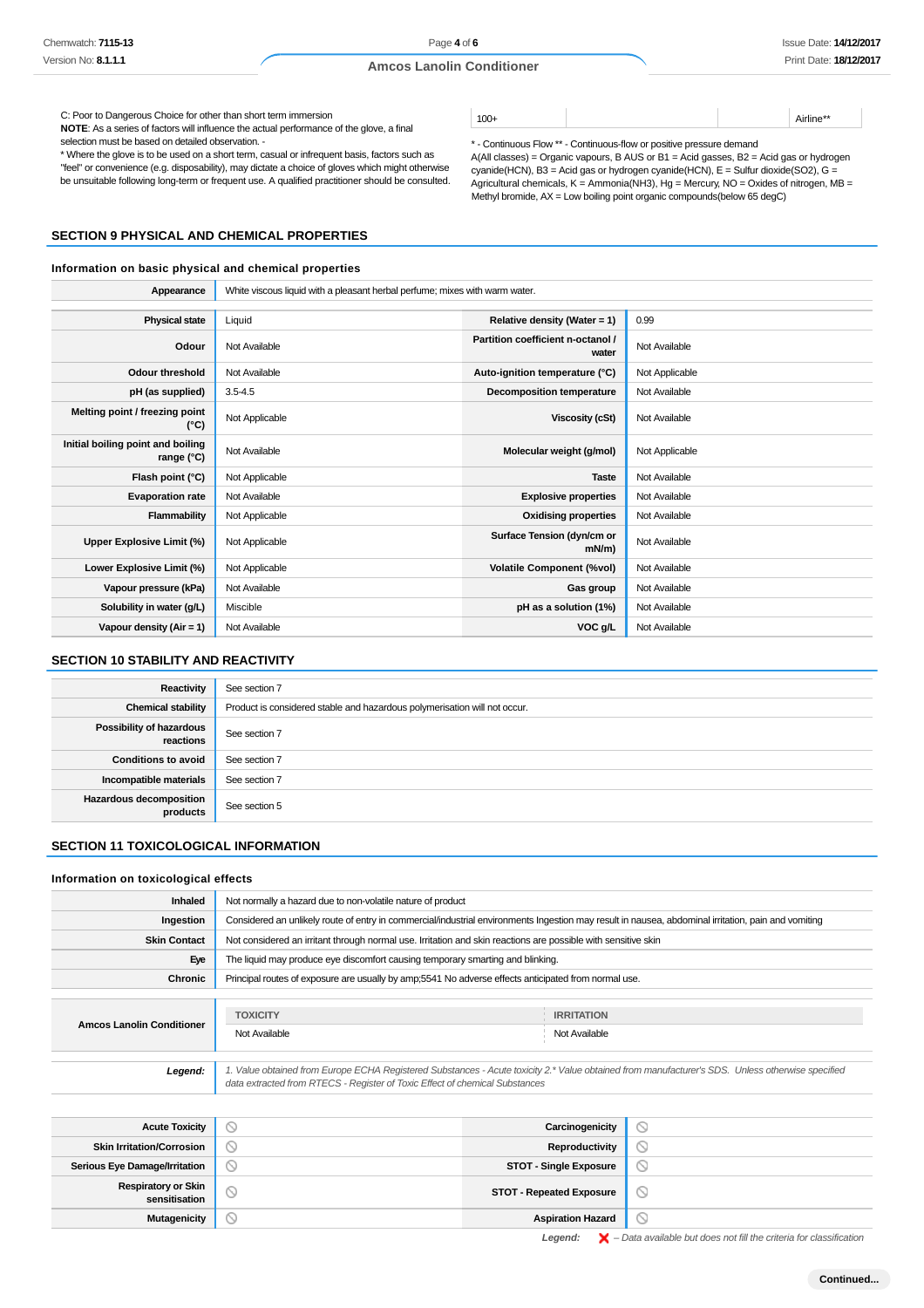C: Poor to Dangerous Choice for other than short term immersion
**NOTE**: As a series of factors will influence the actual performance of the glove, a final selection must be based on detailed observation. -
* Where the glove is to be used on a short term, casual or infrequent basis, factors such as "feel" or convenience (e.g. disposability), may dictate a choice of gloves which might otherwise be unsuitable following long-term or frequent use. A qualified practitioner should be consulted.

| 100+ | | | Airline** |
|---|---|---|---|

* - Continuous Flow ** - Continuous-flow or positive pressure demand
A(All classes) = Organic vapours, B AUS or B1 = Acid gasses, B2 = Acid gas or hydrogen cyanide(HCN), B3 = Acid gas or hydrogen cyanide(HCN), E = Sulfur dioxide(SO2), G = Agricultural chemicals, K = Ammonia(NH3), Hg = Mercury, NO = Oxides of nitrogen, MB = Methyl bromide, AX = Low boiling point organic compounds(below 65 degC)

## SECTION 9 PHYSICAL AND CHEMICAL PROPERTIES

### Information on basic physical and chemical properties

| Appearance | White viscous liquid with a pleasant herbal perfume; mixes with warm water. |
|---|---|

| Physical state | Liquid | Relative density (Water = 1) | 0.99 |
|---|---|---|---|
| Odour | Not Available | Partition coefficient n-octanol / water | Not Available |
| Odour threshold | Not Available | Auto-ignition temperature (°C) | Not Applicable |
| pH (as supplied) | 3.5-4.5 | Decomposition temperature | Not Available |
| Melting point / freezing point (°C) | Not Applicable | Viscosity (cSt) | Not Available |
| Initial boiling point and boiling range (°C) | Not Available | Molecular weight (g/mol) | Not Applicable |
| Flash point (°C) | Not Applicable | Taste | Not Available |
| Evaporation rate | Not Available | Explosive properties | Not Available |
| Flammability | Not Applicable | Oxidising properties | Not Available |
| Upper Explosive Limit (%) | Not Applicable | Surface Tension (dyn/cm or mN/m) | Not Available |
| Lower Explosive Limit (%) | Not Applicable | Volatile Component (%vol) | Not Available |
| Vapour pressure (kPa) | Not Available | Gas group | Not Available |
| Solubility in water (g/L) | Miscible | pH as a solution (1%) | Not Available |
| Vapour density (Air = 1) | Not Available | VOC g/L | Not Available |

## SECTION 10 STABILITY AND REACTIVITY

| Reactivity | See section 7 |
|---|---|
| Chemical stability | Product is considered stable and hazardous polymerisation will not occur. |
| Possibility of hazardous reactions | See section 7 |
| Conditions to avoid | See section 7 |
| Incompatible materials | See section 7 |
| Hazardous decomposition products | See section 5 |

## SECTION 11 TOXICOLOGICAL INFORMATION

### Information on toxicological effects

| Inhaled | Not normally a hazard due to non-volatile nature of product |
|---|---|
| Ingestion | Considered an unlikely route of entry in commercial/industrial environments Ingestion may result in nausea, abdominal irritation, pain and vomiting |
| Skin Contact | Not considered an irritant through normal use. Irritation and skin reactions are possible with sensitive skin |
| Eye | The liquid may produce eye discomfort causing temporary smarting and blinking. |
| Chronic | Principal routes of exposure are usually by amp;5541 No adverse effects anticipated from normal use. |

| Amcos Lanolin Conditioner | TOXICITY | IRRITATION |
|---|---|---|
| | Not Available | Not Available |

| *Legend:* | *1. Value obtained from Europe ECHA Registered Substances - Acute toxicity 2.* Value obtained from manufacturer's SDS. Unless otherwise specified data extracted from RTECS - Register of Toxic Effect of chemical Substances* |
|---|---|

| Acute Toxicity | ⃠ | Carcinogenicity | ⃠ |
|---|---|---|---|
| Skin Irritation/Corrosion | ⃠ | Reproductivity | ⃠ |
| Serious Eye Damage/Irritation | ⃠ | STOT - Single Exposure | ⃠ |
| Respiratory or Skin sensitisation | ⃠ | STOT - Repeated Exposure | ⃠ |
| Mutagenicity | ⃠ | Aspiration Hazard | ⃠ |

*Legend:* ❌ *– Data available but does not fill the criteria for classification*

Continued...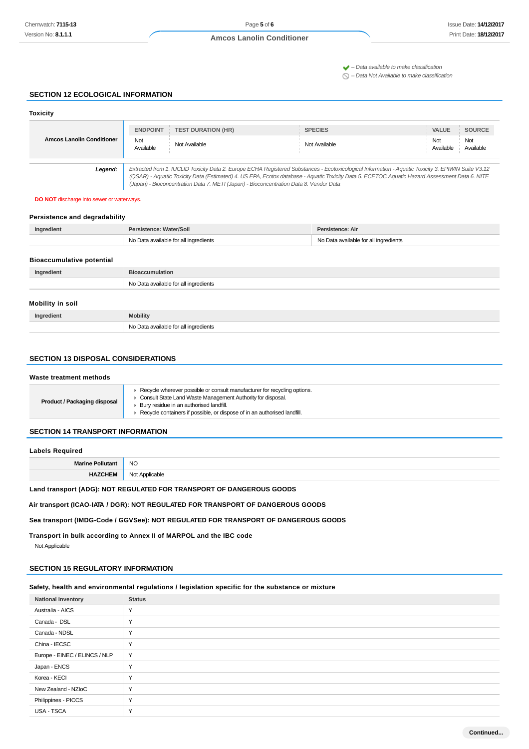✔ – Data available to make classification
⊘ – Data Not Available to make classification

## SECTION 12 ECOLOGICAL INFORMATION

### Toxicity

| Amcos Lanolin Conditioner | ENDPOINT | TEST DURATION (HR) | SPECIES | VALUE | SOURCE |
|---|---|---|---|---|---|
| | Not Available | Not Available | Not Available | Not Available | Not Available |

| | |
|---|---|
| **Legend:** | *Extracted from 1. IUCLID Toxicity Data 2. Europe ECHA Registered Substances - Ecotoxicological Information - Aquatic Toxicity 3. EPIWIN Suite V3.12 (QSAR) - Aquatic Toxicity Data (Estimated) 4. US EPA, Ecotox database - Aquatic Toxicity Data 5. ECETOC Aquatic Hazard Assessment Data 6. NITE (Japan) - Bioconcentration Data 7. METI (Japan) - Bioconcentration Data 8. Vendor Data* |

**DO NOT** discharge into sewer or waterways.

### Persistence and degradability

| Ingredient | Persistence: Water/Soil | Persistence: Air |
|---|---|---|
| | No Data available for all ingredients | No Data available for all ingredients |

### Bioaccumulative potential

| Ingredient | Bioaccumulation |
|---|---|
| | No Data available for all ingredients |

### Mobility in soil

| Ingredient | Mobility |
|---|---|
| | No Data available for all ingredients |

## SECTION 13 DISPOSAL CONSIDERATIONS

### Waste treatment methods

| | |
|---|---|
| **Product / Packaging disposal** | ‣ Recycle wherever possible or consult manufacturer for recycling options.<br>‣ Consult State Land Waste Management Authority for disposal.<br>‣ Bury residue in an authorised landfill.<br>‣ Recycle containers if possible, or dispose of in an authorised landfill. |

## SECTION 14 TRANSPORT INFORMATION

### Labels Required

| | |
|---|---|
| **Marine Pollutant** | NO |
| **HAZCHEM** | Not Applicable |

**Land transport (ADG): NOT REGULATED FOR TRANSPORT OF DANGEROUS GOODS**

**Air transport (ICAO-IATA / DGR): NOT REGULATED FOR TRANSPORT OF DANGEROUS GOODS**

**Sea transport (IMDG-Code / GGVSee): NOT REGULATED FOR TRANSPORT OF DANGEROUS GOODS**

**Transport in bulk according to Annex II of MARPOL and the IBC code**

Not Applicable

## SECTION 15 REGULATORY INFORMATION

### Safety, health and environmental regulations / legislation specific for the substance or mixture

| National Inventory | Status |
|---|---|
| Australia - AICS | Y |
| Canada - DSL | Y |
| Canada - NDSL | Y |
| China - IECSC | Y |
| Europe - EINEC / ELINCS / NLP | Y |
| Japan - ENCS | Y |
| Korea - KECI | Y |
| New Zealand - NZIoC | Y |
| Philippines - PICCS | Y |
| USA - TSCA | Y |

Continued...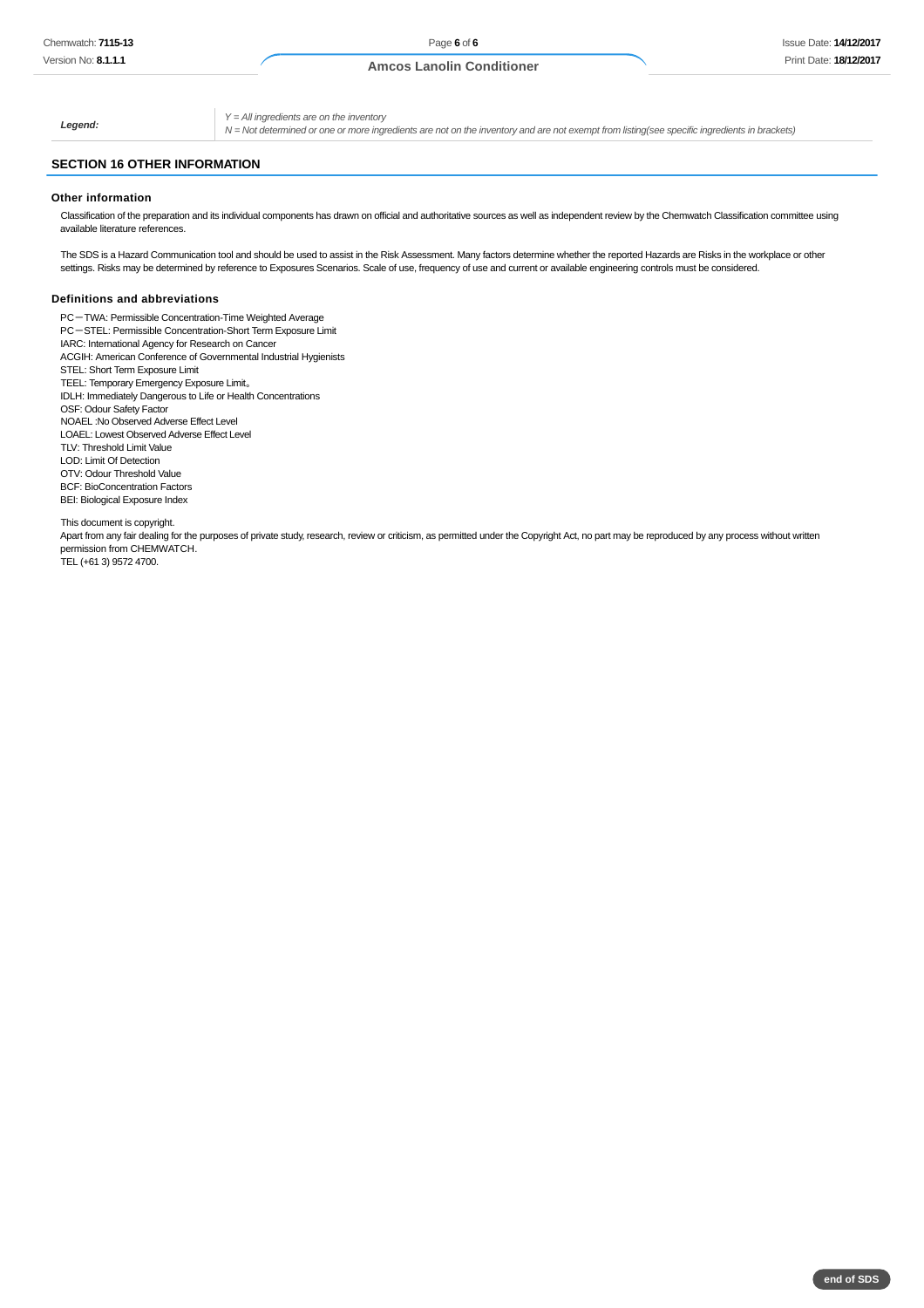| | |
|---|---|
| ***Legend:*** | *Y = All ingredients are on the inventory*<br>*N = Not determined or one or more ingredients are not on the inventory and are not exempt from listing(see specific ingredients in brackets)* |

## SECTION 16 OTHER INFORMATION

### Other information

Classification of the preparation and its individual components has drawn on official and authoritative sources as well as independent review by the Chemwatch Classification committee using available literature references.

The SDS is a Hazard Communication tool and should be used to assist in the Risk Assessment. Many factors determine whether the reported Hazards are Risks in the workplace or other settings. Risks may be determined by reference to Exposures Scenarios. Scale of use, frequency of use and current or available engineering controls must be considered.

### Definitions and abbreviations

PC－TWA: Permissible Concentration-Time Weighted Average
PC－STEL: Permissible Concentration-Short Term Exposure Limit
IARC: International Agency for Research on Cancer
ACGIH: American Conference of Governmental Industrial Hygienists
STEL: Short Term Exposure Limit
TEEL: Temporary Emergency Exposure Limit。
IDLH: Immediately Dangerous to Life or Health Concentrations
OSF: Odour Safety Factor
NOAEL :No Observed Adverse Effect Level
LOAEL: Lowest Observed Adverse Effect Level
TLV: Threshold Limit Value
LOD: Limit Of Detection
OTV: Odour Threshold Value
BCF: BioConcentration Factors
BEI: Biological Exposure Index

This document is copyright.
Apart from any fair dealing for the purposes of private study, research, review or criticism, as permitted under the Copyright Act, no part may be reproduced by any process without written permission from CHEMWATCH.
TEL (+61 3) 9572 4700.

**end of SDS**